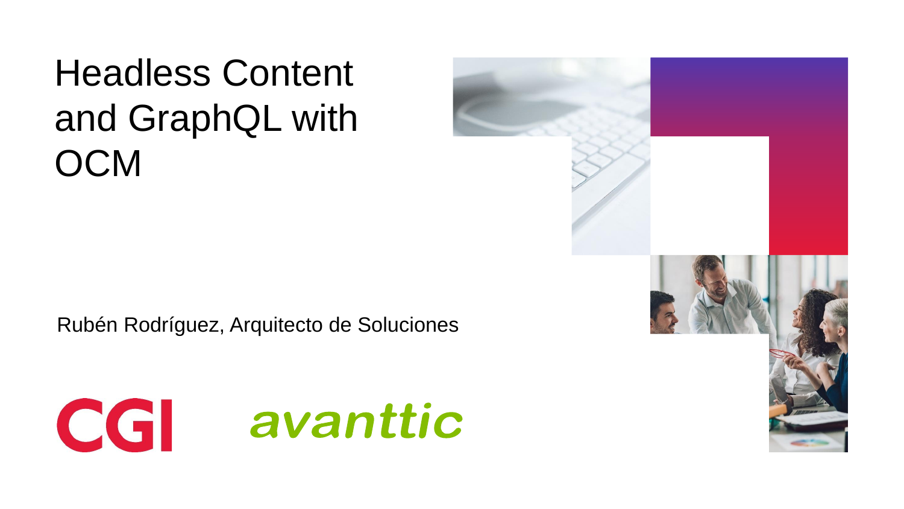# Headless Content and GraphQL with OCM

Rubén Rodríguez, Arquitecto de Soluciones

CGI avanttic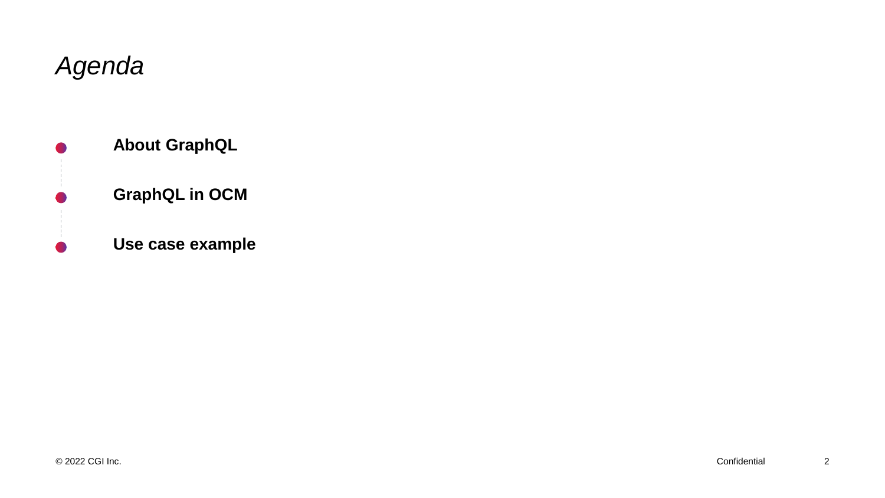# *Agenda*

- **About GraphQL**
- **GraphQL in OCM**
- **Use case example**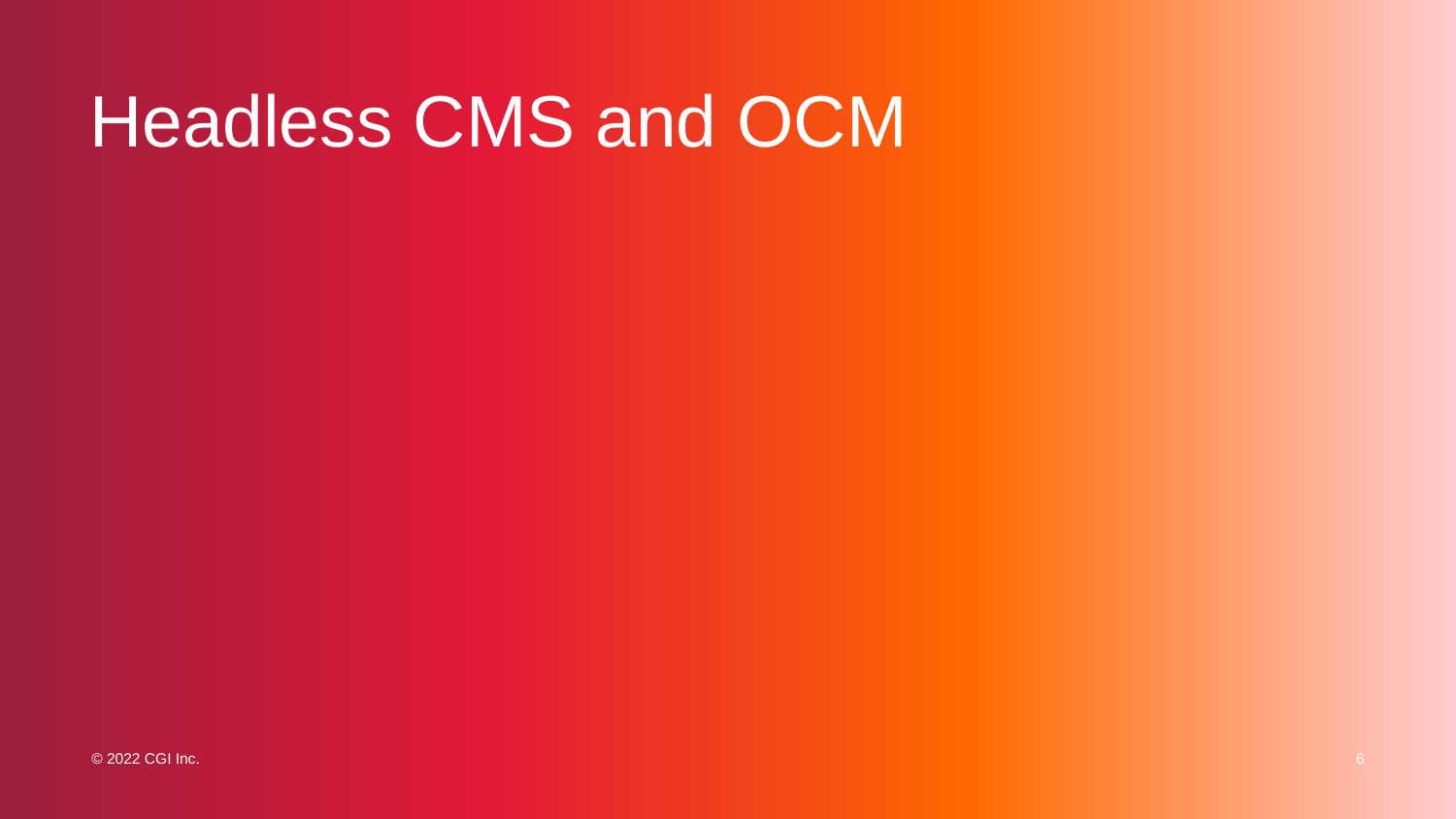# Headless CMS and OCM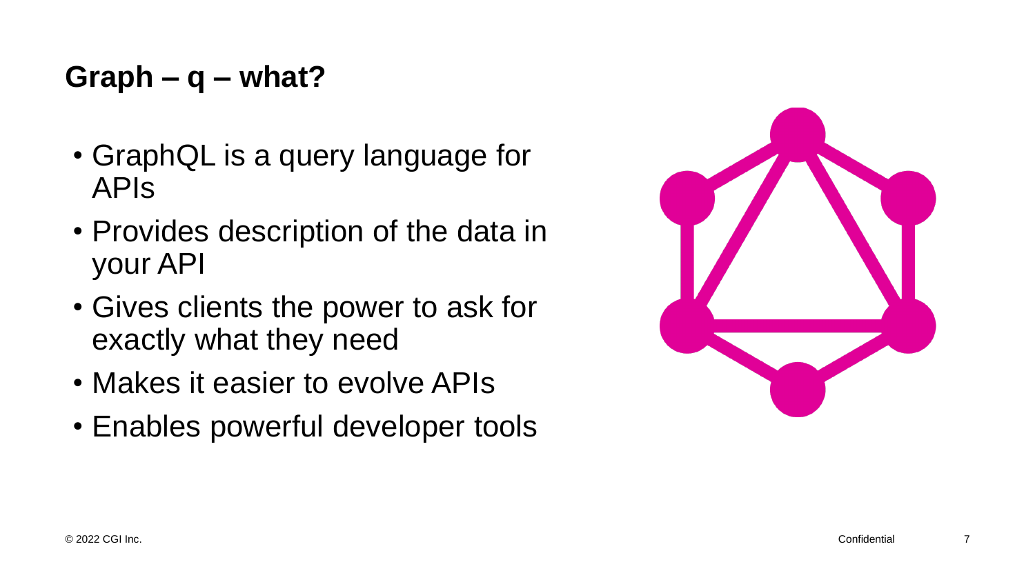## Graph – q – what?

- GraphQL is a query language for APIs
- Provides description of the data in your API
- Gives clients the power to ask for exactly what they need
- Makes it easier to evolve APIs
- Enables powerful developer tools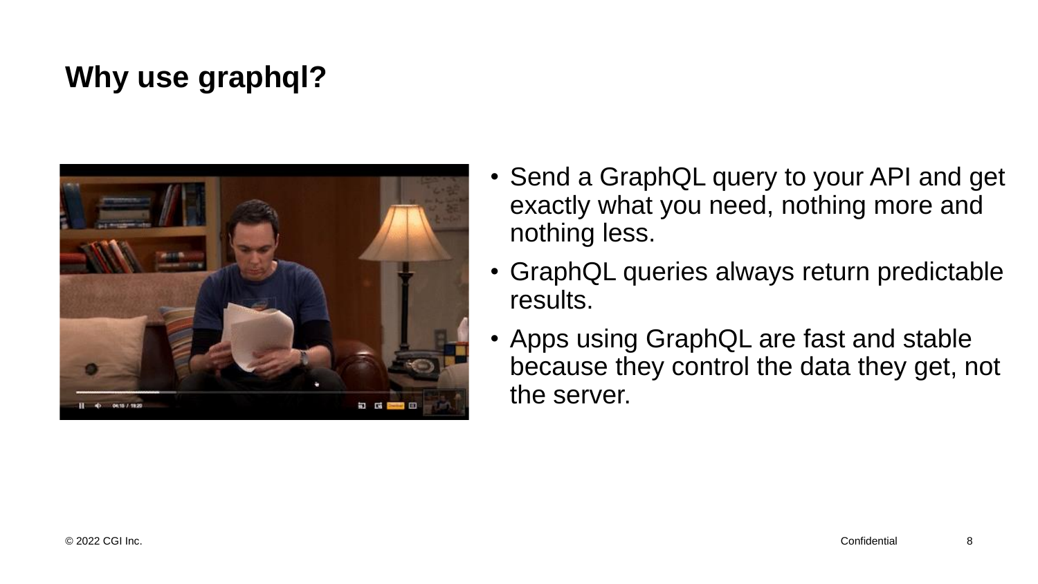# Why use graphql?

- Send a GraphQL query to your API and get exactly what you need, nothing more and nothing less.
- GraphQL queries always return predictable results.
- Apps using GraphQL are fast and stable because they control the data they get, not the server.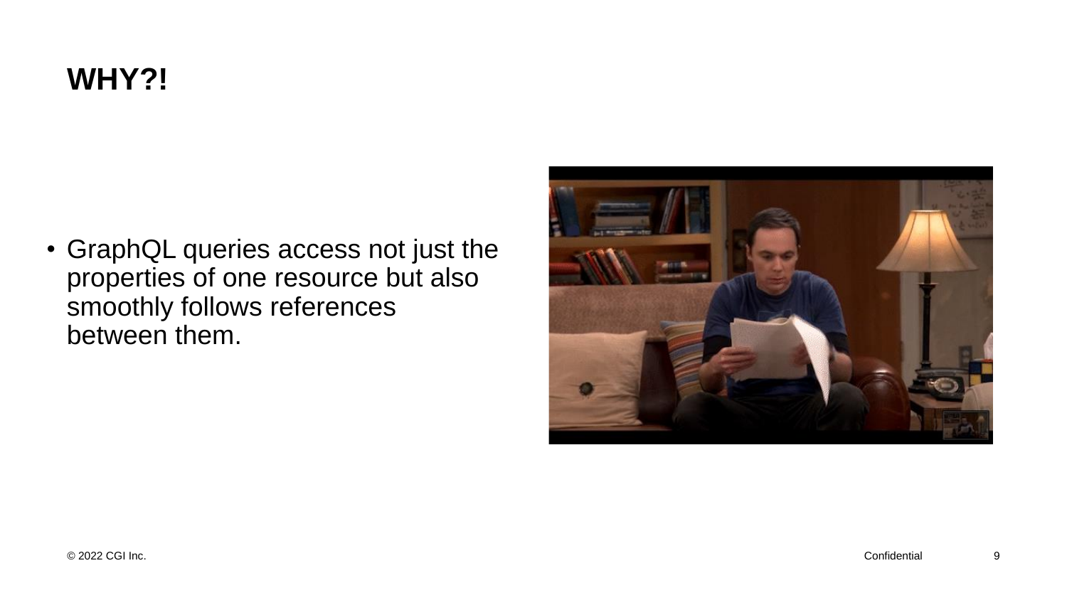# WHY?!

- GraphQL queries access not just the properties of one resource but also smoothly follows references between them.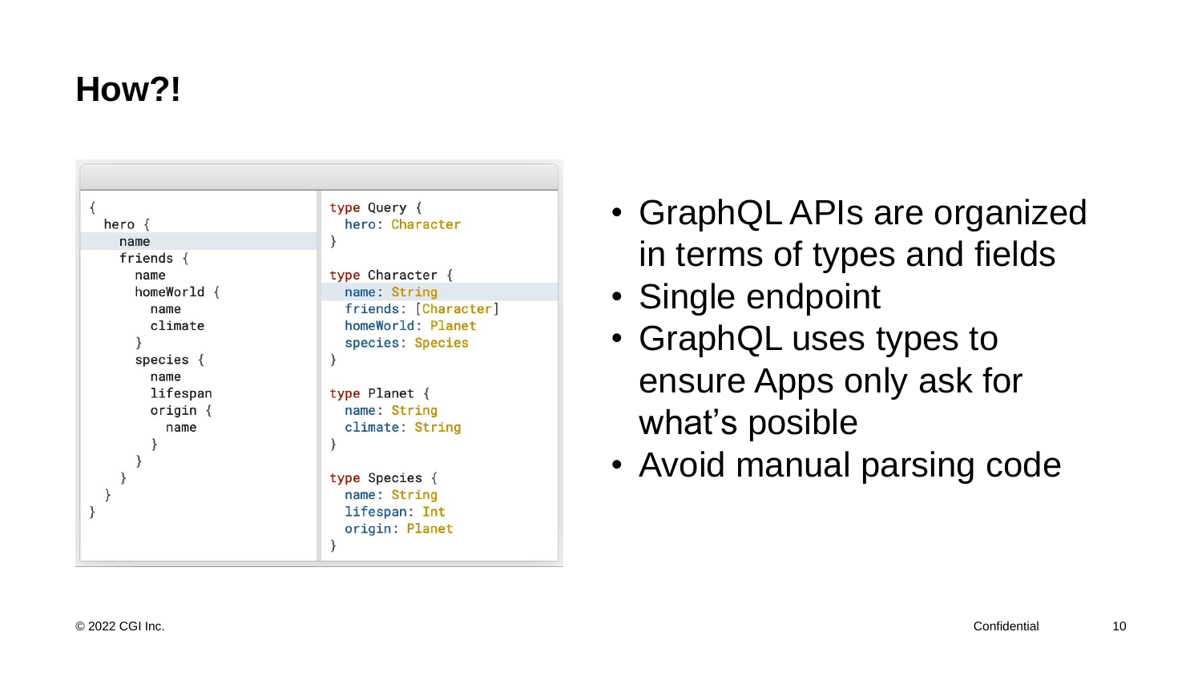# How?!

```graphql
{
  hero {
    name
    friends {
      name
      homeWorld {
        name
        climate
      }
      species {
        name
        lifespan
        origin {
          name
        }
      }
    }
  }
}
```

```graphql
type Query {
  hero: Character
}

type Character {
  name: String
  friends: [Character]
  homeWorld: Planet
  species: Species
}

type Planet {
  name: String
  climate: String
}

type Species {
  name: String
  lifespan: Int
  origin: Planet
}
```

- GraphQL APIs are organized in terms of types and fields
- Single endpoint
- GraphQL uses types to ensure Apps only ask for what's posible
- Avoid manual parsing code

© 2022 CGI Inc. Confidential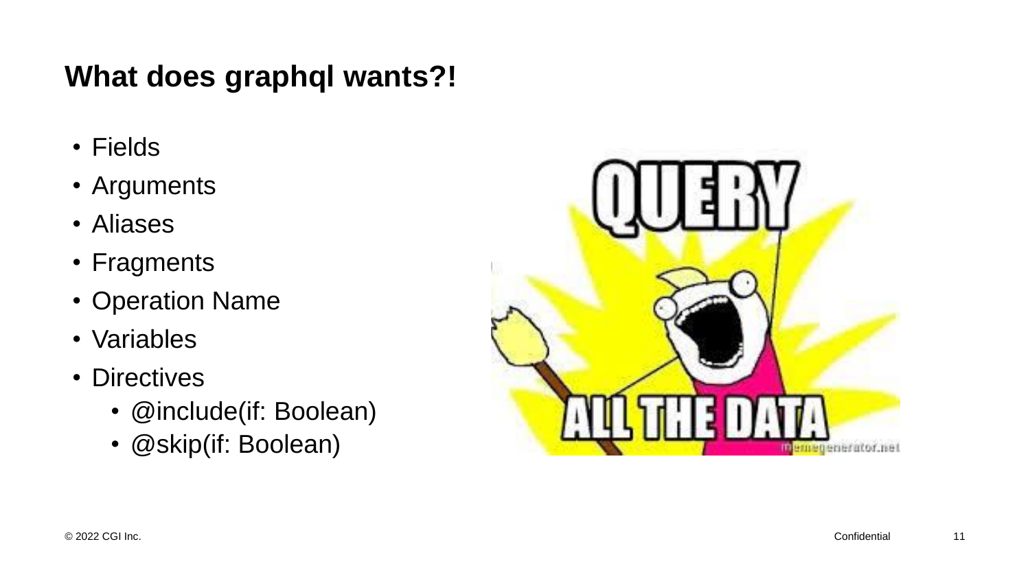# What does graphql wants?!

- Fields
- Arguments
- Aliases
- Fragments
- Operation Name
- Variables
- Directives
  - @include(if: Boolean)
  - @skip(if: Boolean)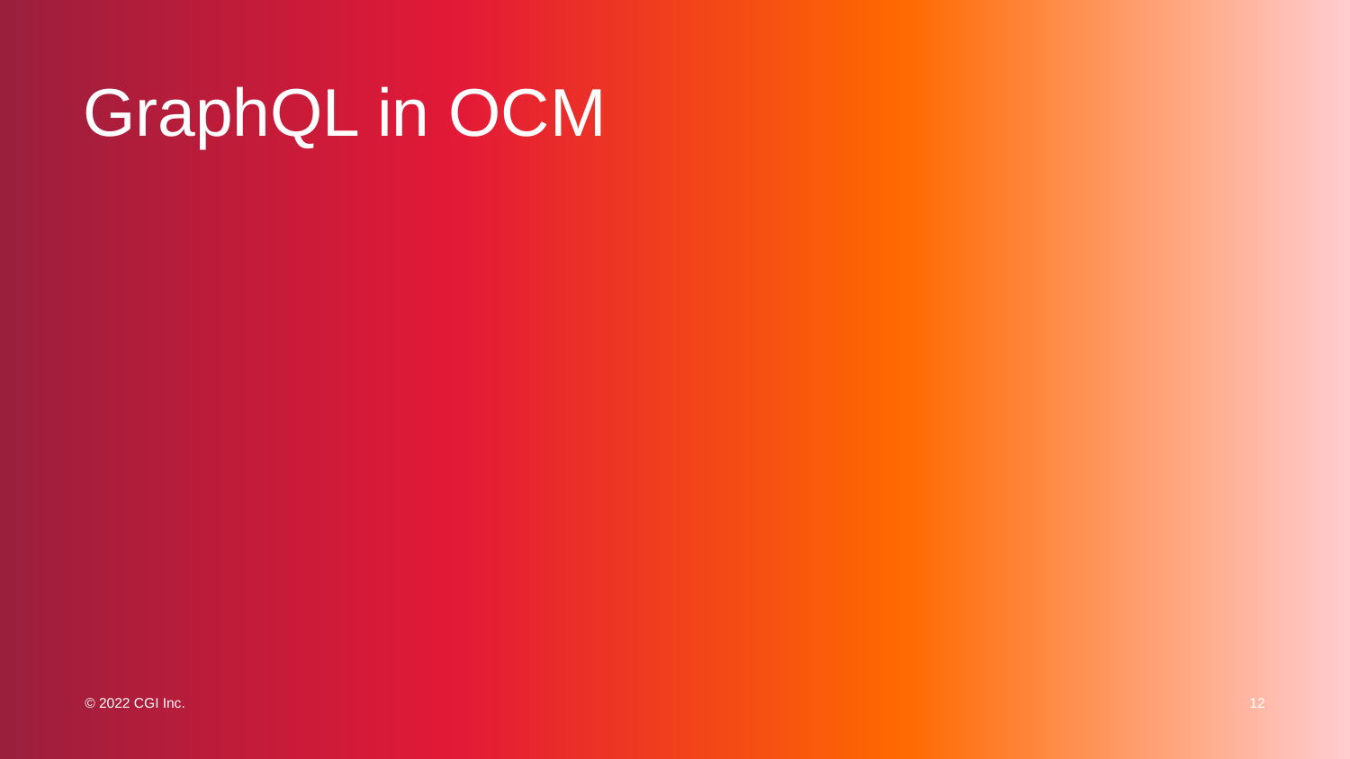# GraphQL in OCM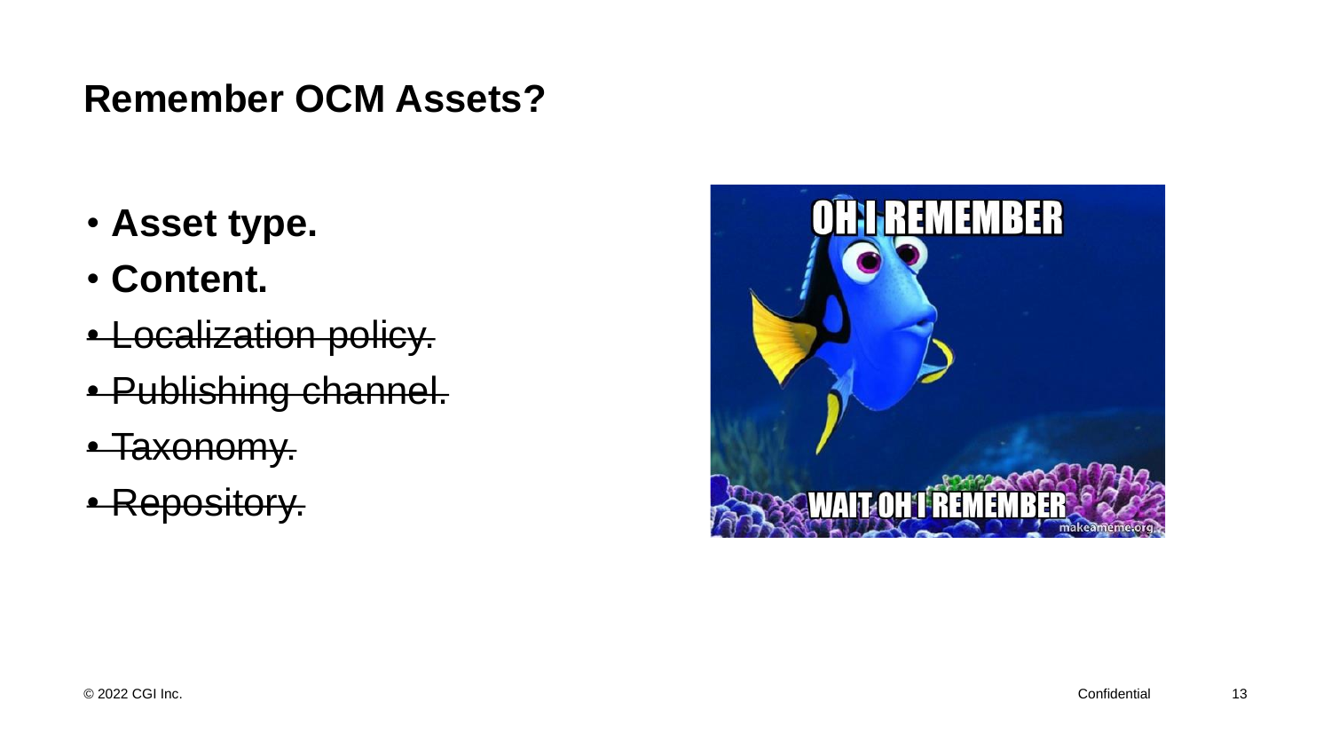# Remember OCM Assets?

- **Asset type.**
- **Content.**
- ~~Localization policy.~~
- ~~Publishing channel.~~
- ~~Taxonomy.~~
- ~~Repository.~~

© 2022 CGI Inc.

Confidential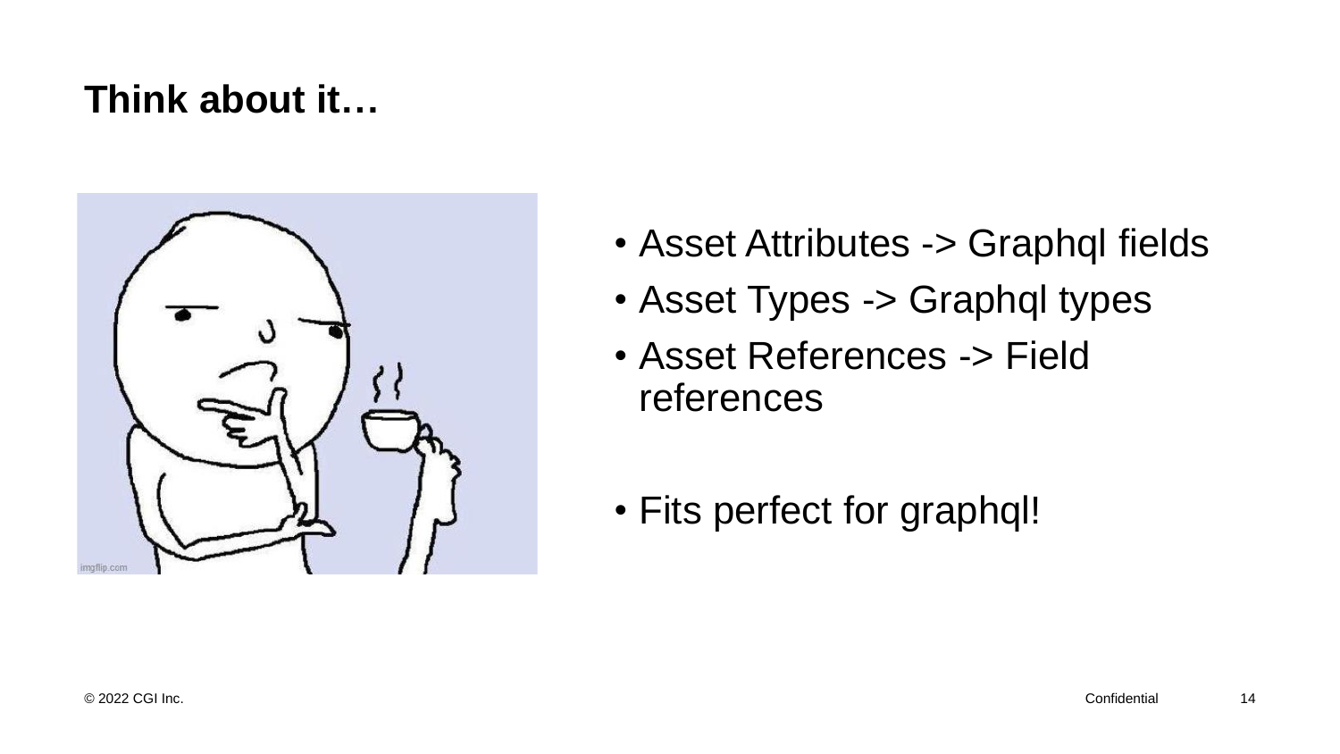# Think about it…

- Asset Attributes -> Graphql fields
- Asset Types -> Graphql types
- Asset References -> Field references

- Fits perfect for graphql!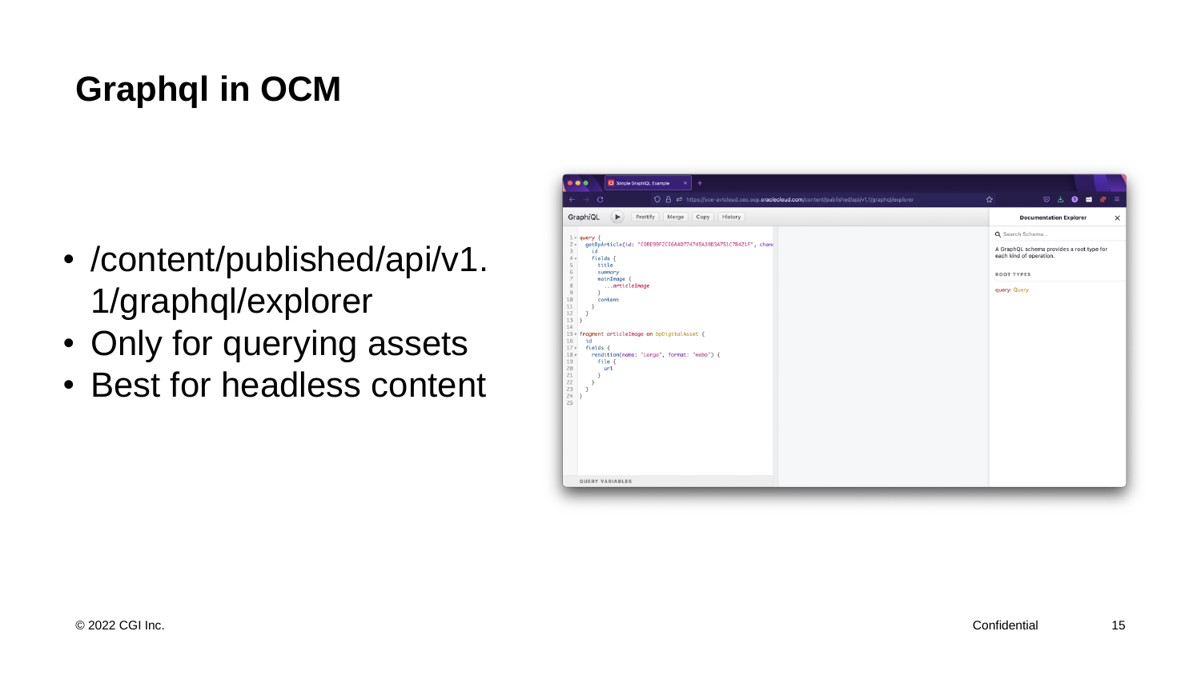# Graphql in OCM

- /content/published/api/v1.1/graphql/explorer
- Only for querying assets
- Best for headless content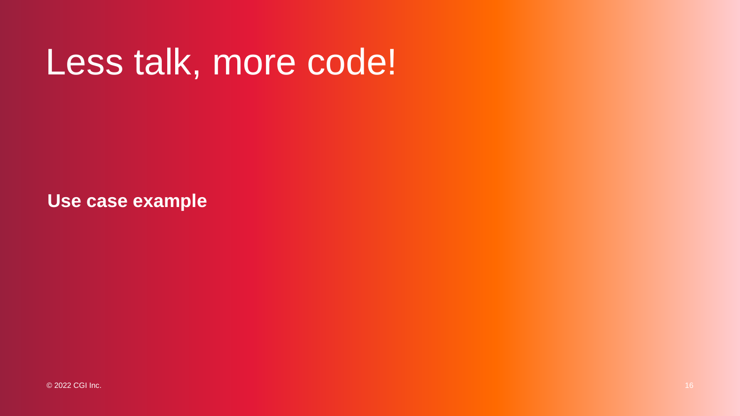# Less talk, more code!

**Use case example**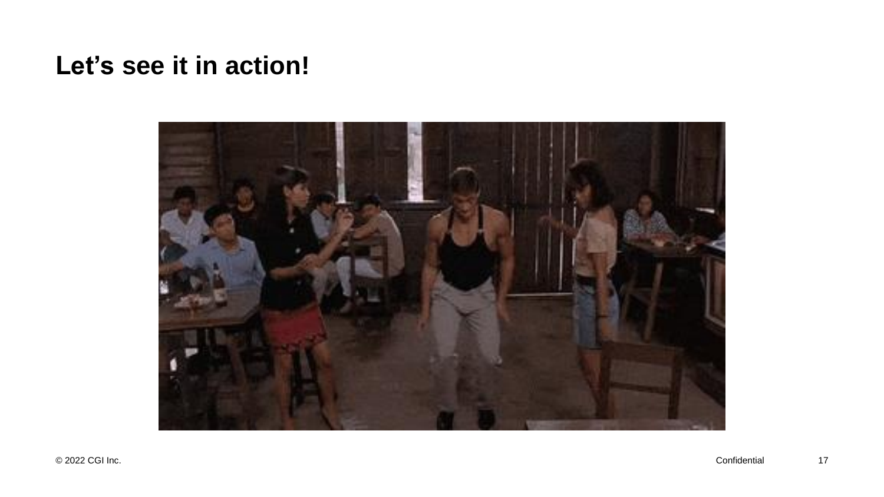## Let’s see it in action!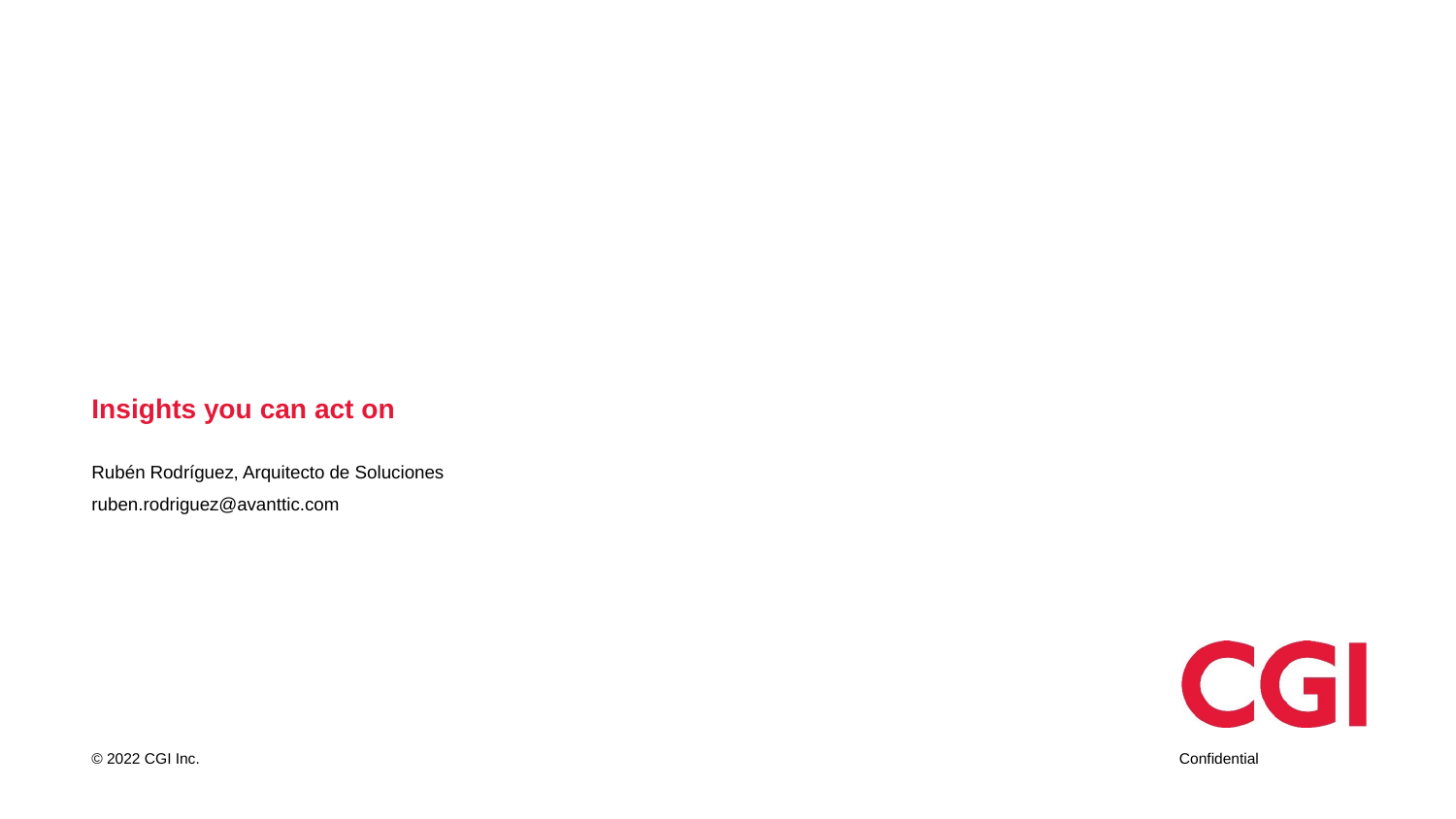## Insights you can act on

Rubén Rodríguez, Arquitecto de Soluciones

ruben.rodriguez@avanttic.com

© 2022 CGI Inc.

Confidential